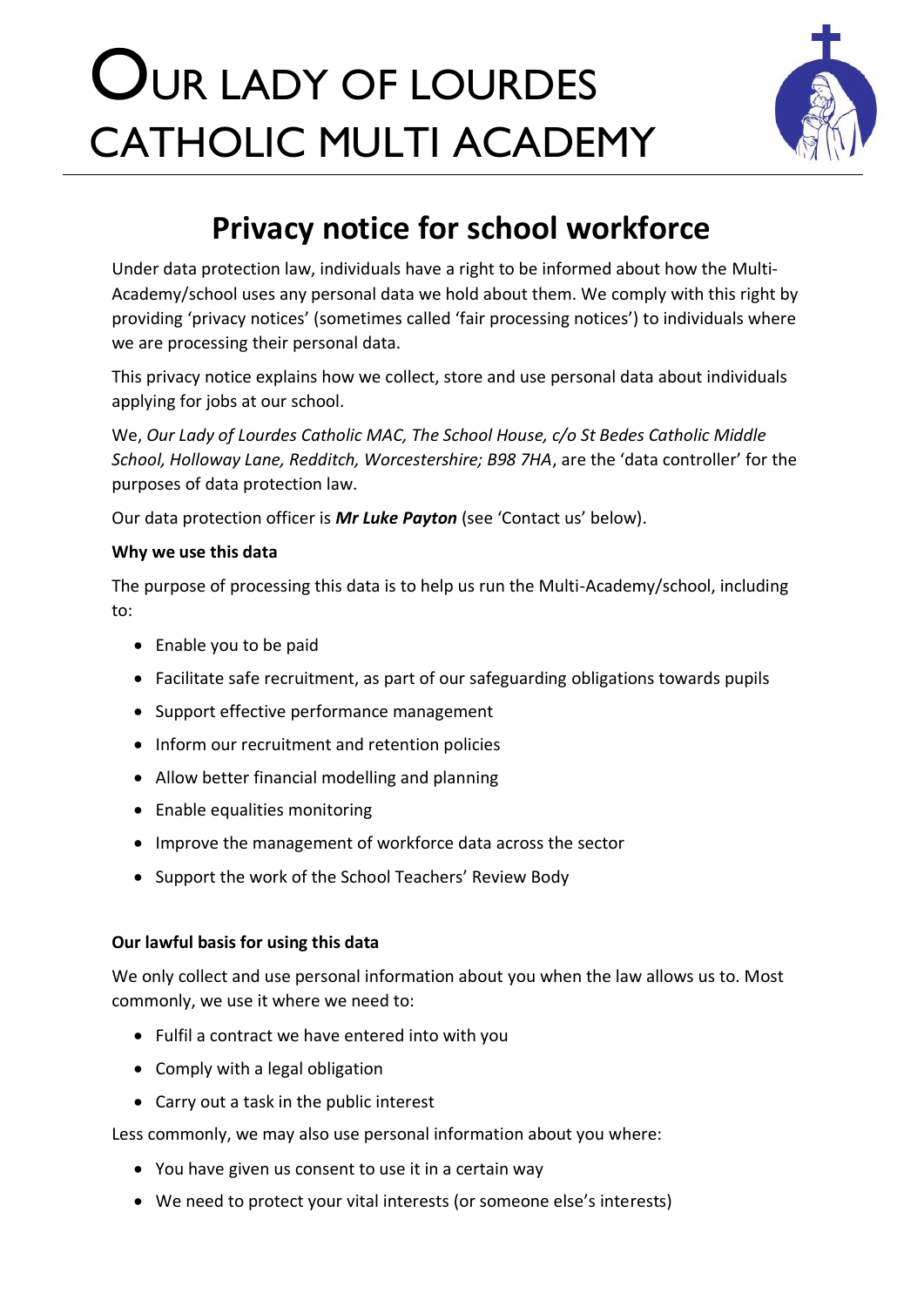# OUR LADY OF LOURDES CATHOLIC MULTI ACADEMY

## Privacy notice for school workforce

Under data protection law, individuals have a right to be informed about how the Multi-Academy/school uses any personal data we hold about them. We comply with this right by providing 'privacy notices' (sometimes called 'fair processing notices') to individuals where we are processing their personal data.

This privacy notice explains how we collect, store and use personal data about individuals applying for jobs at our school.

We, *Our Lady of Lourdes Catholic MAC, The School House, c/o St Bedes Catholic Middle School, Holloway Lane, Redditch, Worcestershire; B98 7HA*, are the 'data controller' for the purposes of data protection law.

Our data protection officer is ***Mr Luke Payton*** (see 'Contact us' below).

**Why we use this data**

The purpose of processing this data is to help us run the Multi-Academy/school, including to:

- Enable you to be paid
- Facilitate safe recruitment, as part of our safeguarding obligations towards pupils
- Support effective performance management
- Inform our recruitment and retention policies
- Allow better financial modelling and planning
- Enable equalities monitoring
- Improve the management of workforce data across the sector
- Support the work of the School Teachers' Review Body

**Our lawful basis for using this data**

We only collect and use personal information about you when the law allows us to. Most commonly, we use it where we need to:

- Fulfil a contract we have entered into with you
- Comply with a legal obligation
- Carry out a task in the public interest

Less commonly, we may also use personal information about you where:

- You have given us consent to use it in a certain way
- We need to protect your vital interests (or someone else's interests)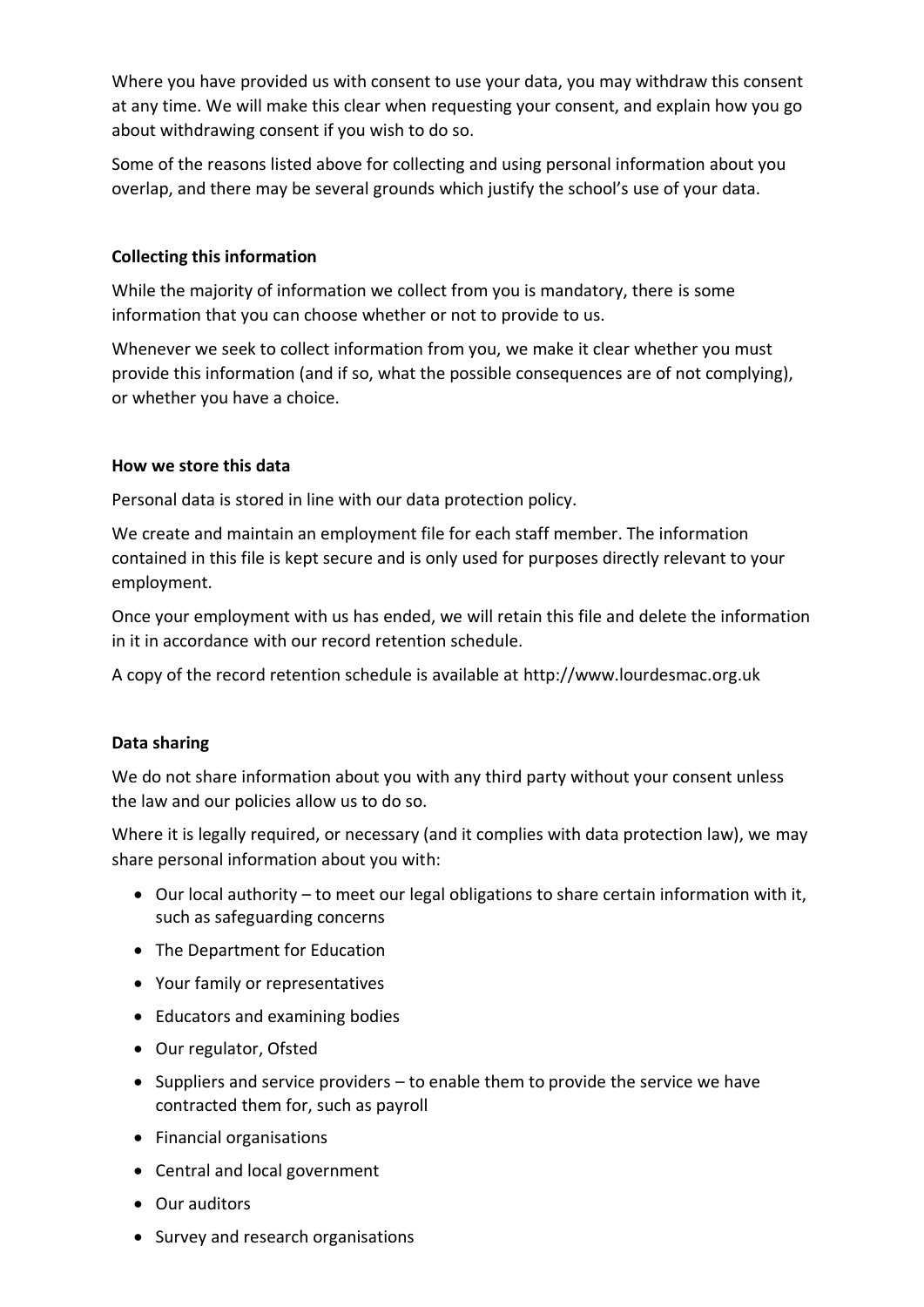Where you have provided us with consent to use your data, you may withdraw this consent at any time. We will make this clear when requesting your consent, and explain how you go about withdrawing consent if you wish to do so.

Some of the reasons listed above for collecting and using personal information about you overlap, and there may be several grounds which justify the school's use of your data.

**Collecting this information**

While the majority of information we collect from you is mandatory, there is some information that you can choose whether or not to provide to us.

Whenever we seek to collect information from you, we make it clear whether you must provide this information (and if so, what the possible consequences are of not complying), or whether you have a choice.

**How we store this data**

Personal data is stored in line with our data protection policy.

We create and maintain an employment file for each staff member. The information contained in this file is kept secure and is only used for purposes directly relevant to your employment.

Once your employment with us has ended, we will retain this file and delete the information in it in accordance with our record retention schedule.

A copy of the record retention schedule is available at http://www.lourdesmac.org.uk

**Data sharing**

We do not share information about you with any third party without your consent unless the law and our policies allow us to do so.

Where it is legally required, or necessary (and it complies with data protection law), we may share personal information about you with:

- Our local authority – to meet our legal obligations to share certain information with it, such as safeguarding concerns
- The Department for Education
- Your family or representatives
- Educators and examining bodies
- Our regulator, Ofsted
- Suppliers and service providers – to enable them to provide the service we have contracted them for, such as payroll
- Financial organisations
- Central and local government
- Our auditors
- Survey and research organisations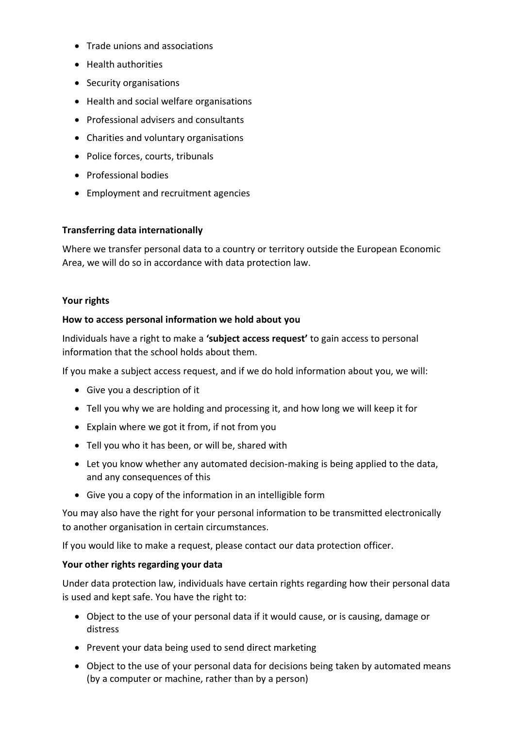- Trade unions and associations
- Health authorities
- Security organisations
- Health and social welfare organisations
- Professional advisers and consultants
- Charities and voluntary organisations
- Police forces, courts, tribunals
- Professional bodies
- Employment and recruitment agencies

**Transferring data internationally**

Where we transfer personal data to a country or territory outside the European Economic Area, we will do so in accordance with data protection law.

**Your rights**

**How to access personal information we hold about you**

Individuals have a right to make a **'subject access request'** to gain access to personal information that the school holds about them.

If you make a subject access request, and if we do hold information about you, we will:

- Give you a description of it
- Tell you why we are holding and processing it, and how long we will keep it for
- Explain where we got it from, if not from you
- Tell you who it has been, or will be, shared with
- Let you know whether any automated decision-making is being applied to the data, and any consequences of this
- Give you a copy of the information in an intelligible form

You may also have the right for your personal information to be transmitted electronically to another organisation in certain circumstances.

If you would like to make a request, please contact our data protection officer.

**Your other rights regarding your data**

Under data protection law, individuals have certain rights regarding how their personal data is used and kept safe. You have the right to:

- Object to the use of your personal data if it would cause, or is causing, damage or distress
- Prevent your data being used to send direct marketing
- Object to the use of your personal data for decisions being taken by automated means (by a computer or machine, rather than by a person)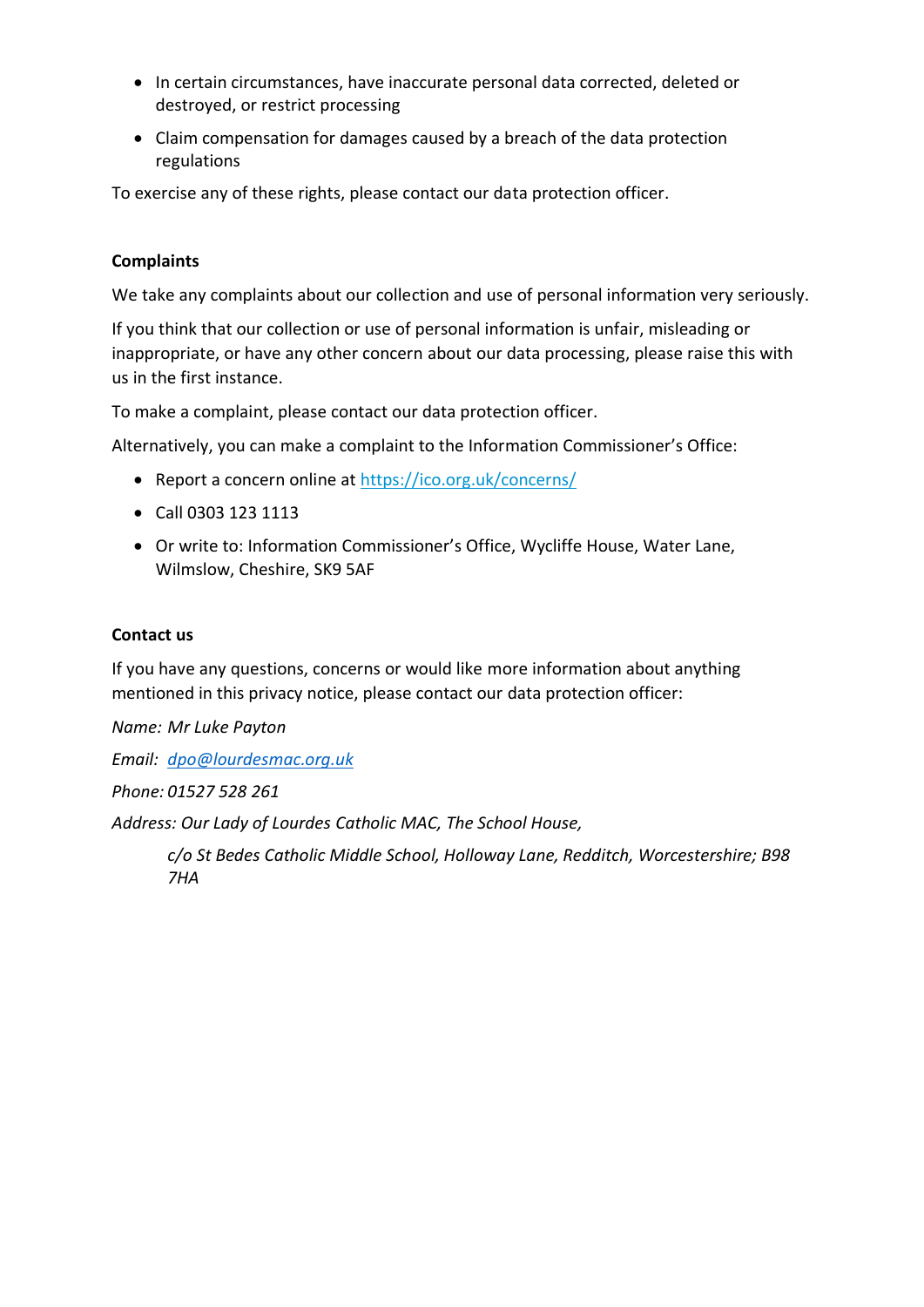- In certain circumstances, have inaccurate personal data corrected, deleted or destroyed, or restrict processing
- Claim compensation for damages caused by a breach of the data protection regulations

To exercise any of these rights, please contact our data protection officer.

**Complaints**

We take any complaints about our collection and use of personal information very seriously.

If you think that our collection or use of personal information is unfair, misleading or inappropriate, or have any other concern about our data processing, please raise this with us in the first instance.

To make a complaint, please contact our data protection officer.

Alternatively, you can make a complaint to the Information Commissioner's Office:

- Report a concern online at https://ico.org.uk/concerns/
- Call 0303 123 1113
- Or write to: Information Commissioner's Office, Wycliffe House, Water Lane, Wilmslow, Cheshire, SK9 5AF

**Contact us**

If you have any questions, concerns or would like more information about anything mentioned in this privacy notice, please contact our data protection officer:

*Name: Mr Luke Payton*

*Email: dpo@lourdesmac.org.uk*

*Phone: 01527 528 261*

*Address: Our Lady of Lourdes Catholic MAC, The School House,*

*c/o St Bedes Catholic Middle School, Holloway Lane, Redditch, Worcestershire; B98 7HA*